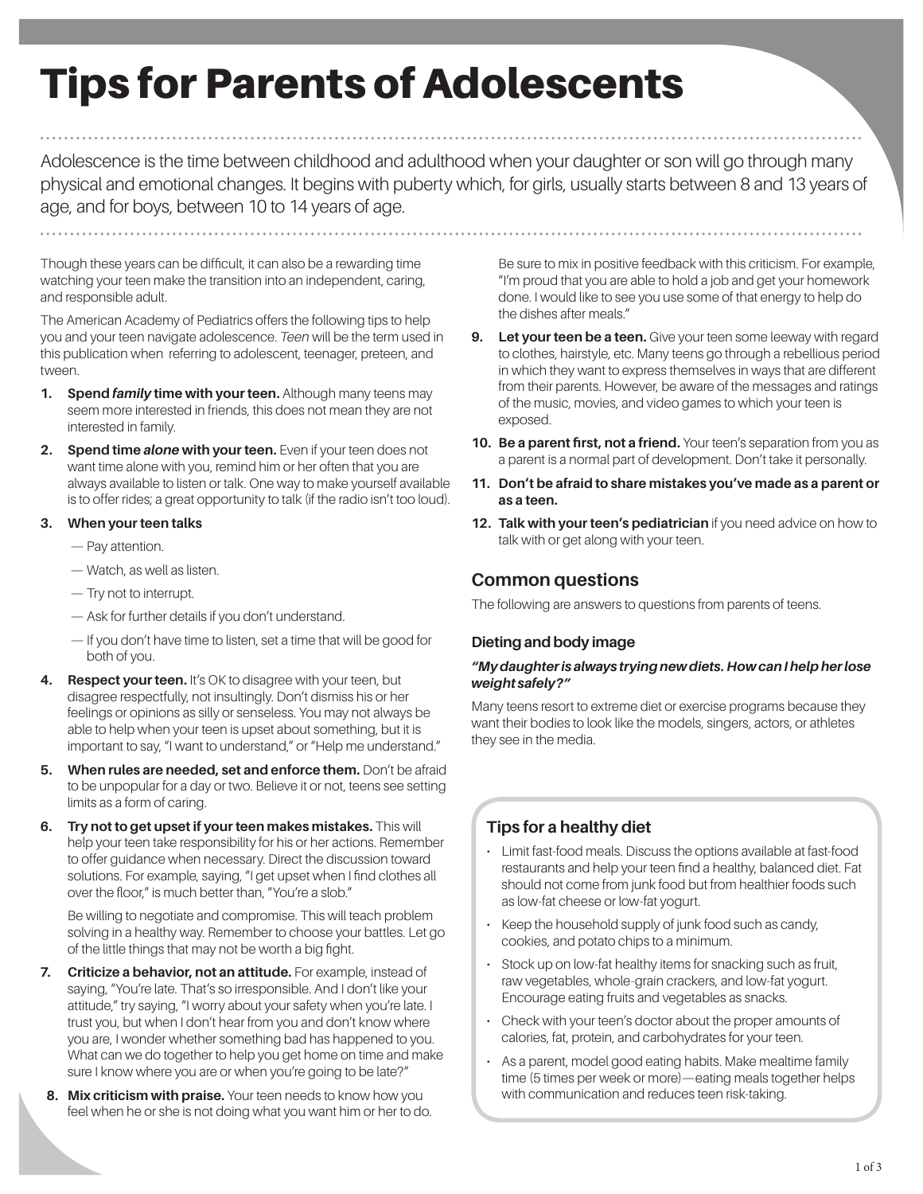# Tips for Parents of Adolescents

Adolescence is the time between childhood and adulthood when your daughter or son will go through many physical and emotional changes. It begins with puberty which, for girls, usually starts between 8 and 13 years of age, and for boys, between 10 to 14 years of age.

Though these years can be difficult, it can also be a rewarding time watching your teen make the transition into an independent, caring, and responsible adult.

The American Academy of Pediatrics offers the following tips to help you and your teen navigate adolescence. *Teen* will be the term used in this publication when referring to adolescent, teenager, preteen, and tween.

1. **Spend *family* time with your teen.** Although many teens may seem more interested in friends, this does not mean they are not interested in family.
2. **Spend time *alone* with your teen.** Even if your teen does not want time alone with you, remind him or her often that you are always available to listen or talk. One way to make yourself available is to offer rides; a great opportunity to talk (if the radio isn't too loud).
3. **When your teen talks**
   - — Pay attention.
   - — Watch, as well as listen.
   - — Try not to interrupt.
   - — Ask for further details if you don't understand.
   - — If you don't have time to listen, set a time that will be good for both of you.
4. **Respect your teen.** It's OK to disagree with your teen, but disagree respectfully, not insultingly. Don't dismiss his or her feelings or opinions as silly or senseless. You may not always be able to help when your teen is upset about something, but it is important to say, "I want to understand," or "Help me understand."
5. **When rules are needed, set and enforce them.** Don't be afraid to be unpopular for a day or two. Believe it or not, teens see setting limits as a form of caring.
6. **Try not to get upset if your teen makes mistakes.** This will help your teen take responsibility for his or her actions. Remember to offer guidance when necessary. Direct the discussion toward solutions. For example, saying, "I get upset when I find clothes all over the floor," is much better than, "You're a slob."

   Be willing to negotiate and compromise. This will teach problem solving in a healthy way. Remember to choose your battles. Let go of the little things that may not be worth a big fight.
7. **Criticize a behavior, not an attitude.** For example, instead of saying, "You're late. That's so irresponsible. And I don't like your attitude," try saying, "I worry about your safety when you're late. I trust you, but when I don't hear from you and don't know where you are, I wonder whether something bad has happened to you. What can we do together to help you get home on time and make sure I know where you are or when you're going to be late?"
8. **Mix criticism with praise.** Your teen needs to know how you feel when he or she is not doing what you want him or her to do. Be sure to mix in positive feedback with this criticism. For example, "I'm proud that you are able to hold a job and get your homework done. I would like to see you use some of that energy to help do the dishes after meals."
9. **Let your teen be a teen.** Give your teen some leeway with regard to clothes, hairstyle, etc. Many teens go through a rebellious period in which they want to express themselves in ways that are different from their parents. However, be aware of the messages and ratings of the music, movies, and video games to which your teen is exposed.
10. **Be a parent first, not a friend.** Your teen's separation from you as a parent is a normal part of development. Don't take it personally.
11. **Don't be afraid to share mistakes you've made as a parent or as a teen.**
12. **Talk with your teen's pediatrician** if you need advice on how to talk with or get along with your teen.

## Common questions

The following are answers to questions from parents of teens.

### Dieting and body image

***"My daughter is always trying new diets. How can I help her lose weight safely?"***

Many teens resort to extreme diet or exercise programs because they want their bodies to look like the models, singers, actors, or athletes they see in the media.

### Tips for a healthy diet

- Limit fast-food meals. Discuss the options available at fast-food restaurants and help your teen find a healthy, balanced diet. Fat should not come from junk food but from healthier foods such as low-fat cheese or low-fat yogurt.
- Keep the household supply of junk food such as candy, cookies, and potato chips to a minimum.
- Stock up on low-fat healthy items for snacking such as fruit, raw vegetables, whole-grain crackers, and low-fat yogurt. Encourage eating fruits and vegetables as snacks.
- Check with your teen's doctor about the proper amounts of calories, fat, protein, and carbohydrates for your teen.
- As a parent, model good eating habits. Make mealtime family time (5 times per week or more)—eating meals together helps with communication and reduces teen risk-taking.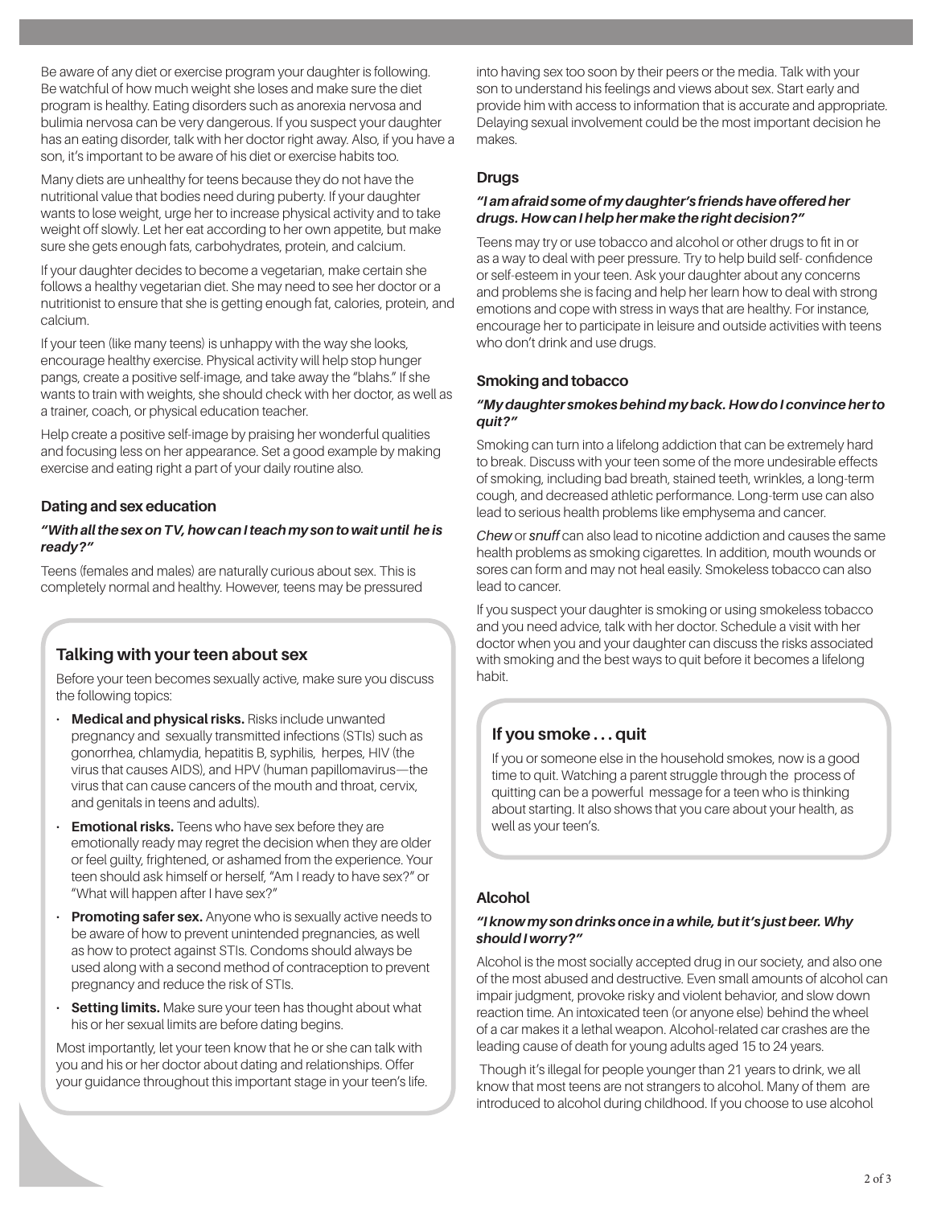Be aware of any diet or exercise program your daughter is following. Be watchful of how much weight she loses and make sure the diet program is healthy. Eating disorders such as anorexia nervosa and bulimia nervosa can be very dangerous. If you suspect your daughter has an eating disorder, talk with her doctor right away. Also, if you have a son, it's important to be aware of his diet or exercise habits too.

Many diets are unhealthy for teens because they do not have the nutritional value that bodies need during puberty. If your daughter wants to lose weight, urge her to increase physical activity and to take weight off slowly. Let her eat according to her own appetite, but make sure she gets enough fats, carbohydrates, protein, and calcium.

If your daughter decides to become a vegetarian, make certain she follows a healthy vegetarian diet. She may need to see her doctor or a nutritionist to ensure that she is getting enough fat, calories, protein, and calcium.

If your teen (like many teens) is unhappy with the way she looks, encourage healthy exercise. Physical activity will help stop hunger pangs, create a positive self-image, and take away the "blahs." If she wants to train with weights, she should check with her doctor, as well as a trainer, coach, or physical education teacher.

Help create a positive self-image by praising her wonderful qualities and focusing less on her appearance. Set a good example by making exercise and eating right a part of your daily routine also.

### Dating and sex education

***"With all the sex on TV, how can I teach my son to wait until he is ready?"***

Teens (females and males) are naturally curious about sex. This is completely normal and healthy. However, teens may be pressured into having sex too soon by their peers or the media. Talk with your son to understand his feelings and views about sex. Start early and provide him with access to information that is accurate and appropriate. Delaying sexual involvement could be the most important decision he makes.

### Talking with your teen about sex

Before your teen becomes sexually active, make sure you discuss the following topics:

- **Medical and physical risks.** Risks include unwanted pregnancy and sexually transmitted infections (STIs) such as gonorrhea, chlamydia, hepatitis B, syphilis, herpes, HIV (the virus that causes AIDS), and HPV (human papillomavirus—the virus that can cause cancers of the mouth and throat, cervix, and genitals in teens and adults).
- **Emotional risks.** Teens who have sex before they are emotionally ready may regret the decision when they are older or feel guilty, frightened, or ashamed from the experience. Your teen should ask himself or herself, "Am I ready to have sex?" or "What will happen after I have sex?"
- **Promoting safer sex.** Anyone who is sexually active needs to be aware of how to prevent unintended pregnancies, as well as how to protect against STIs. Condoms should always be used along with a second method of contraception to prevent pregnancy and reduce the risk of STIs.
- **Setting limits.** Make sure your teen has thought about what his or her sexual limits are before dating begins.

Most importantly, let your teen know that he or she can talk with you and his or her doctor about dating and relationships. Offer your guidance throughout this important stage in your teen's life.

### Drugs

***"I am afraid some of my daughter's friends have offered her drugs. How can I help her make the right decision?"***

Teens may try or use tobacco and alcohol or other drugs to fit in or as a way to deal with peer pressure. Try to help build self- confidence or self-esteem in your teen. Ask your daughter about any concerns and problems she is facing and help her learn how to deal with strong emotions and cope with stress in ways that are healthy. For instance, encourage her to participate in leisure and outside activities with teens who don't drink and use drugs.

### Smoking and tobacco

***"My daughter smokes behind my back. How do I convince her to quit?"***

Smoking can turn into a lifelong addiction that can be extremely hard to break. Discuss with your teen some of the more undesirable effects of smoking, including bad breath, stained teeth, wrinkles, a long-term cough, and decreased athletic performance. Long-term use can also lead to serious health problems like emphysema and cancer.

*Chew* or *snuff* can also lead to nicotine addiction and causes the same health problems as smoking cigarettes. In addition, mouth wounds or sores can form and may not heal easily. Smokeless tobacco can also lead to cancer.

If you suspect your daughter is smoking or using smokeless tobacco and you need advice, talk with her doctor. Schedule a visit with her doctor when you and your daughter can discuss the risks associated with smoking and the best ways to quit before it becomes a lifelong habit.

### If you smoke . . . quit

If you or someone else in the household smokes, now is a good time to quit. Watching a parent struggle through the process of quitting can be a powerful message for a teen who is thinking about starting. It also shows that you care about your health, as well as your teen's.

### Alcohol

***"I know my son drinks once in a while, but it's just beer. Why should I worry?"***

Alcohol is the most socially accepted drug in our society, and also one of the most abused and destructive. Even small amounts of alcohol can impair judgment, provoke risky and violent behavior, and slow down reaction time. An intoxicated teen (or anyone else) behind the wheel of a car makes it a lethal weapon. Alcohol-related car crashes are the leading cause of death for young adults aged 15 to 24 years.

Though it's illegal for people younger than 21 years to drink, we all know that most teens are not strangers to alcohol. Many of them are introduced to alcohol during childhood. If you choose to use alcohol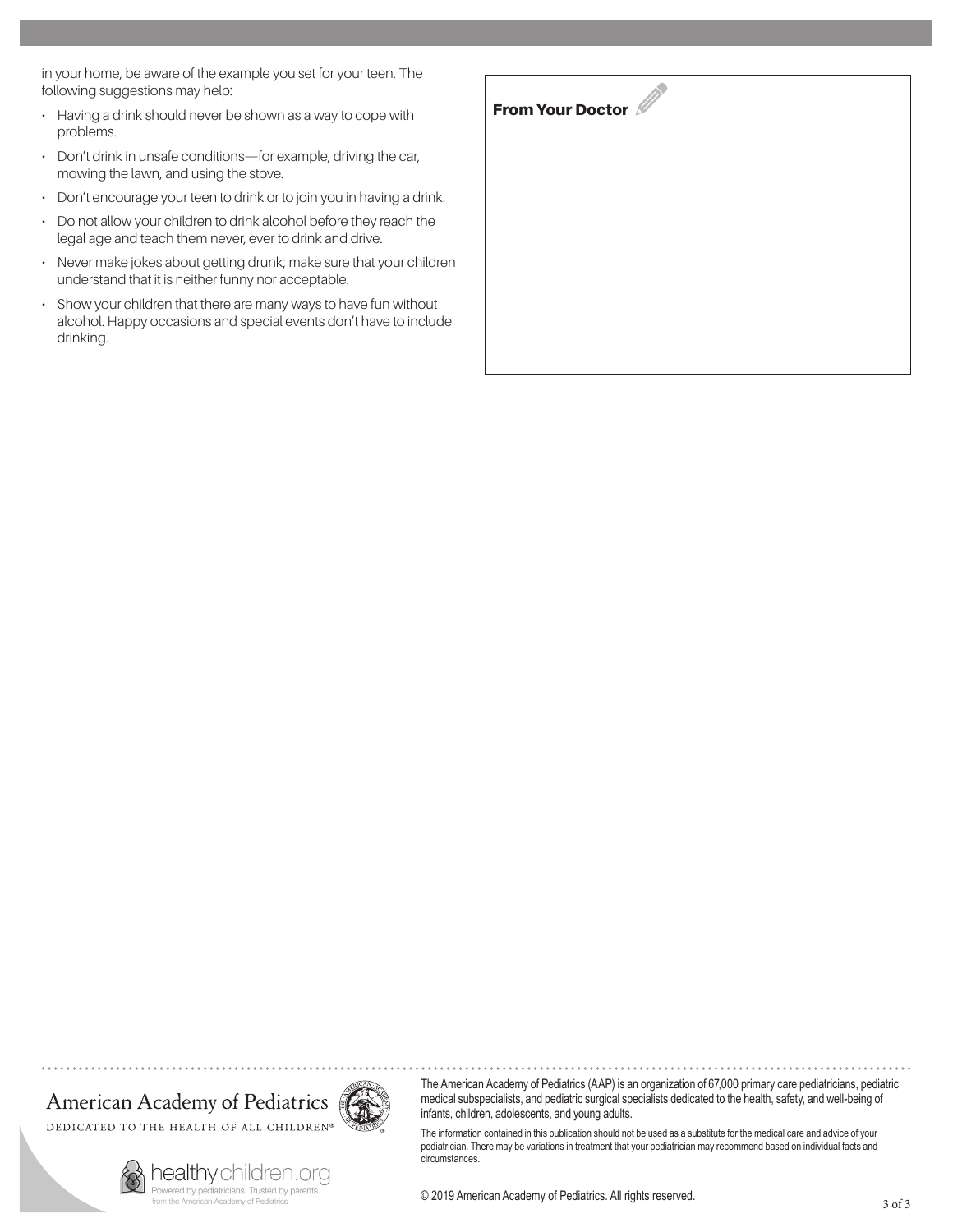in your home, be aware of the example you set for your teen. The following suggestions may help:

- Having a drink should never be shown as a way to cope with problems.
- Don't drink in unsafe conditions—for example, driving the car, mowing the lawn, and using the stove.
- Don't encourage your teen to drink or to join you in having a drink.
- Do not allow your children to drink alcohol before they reach the legal age and teach them never, ever to drink and drive.
- Never make jokes about getting drunk; make sure that your children understand that it is neither funny nor acceptable.
- Show your children that there are many ways to have fun without alcohol. Happy occasions and special events don't have to include drinking.

**From Your Doctor**

American Academy of Pediatrics

DEDICATED TO THE HEALTH OF ALL CHILDREN®

healthychildren.org

Powered by pediatricians. Trusted by parents.
from the American Academy of Pediatrics

The American Academy of Pediatrics (AAP) is an organization of 67,000 primary care pediatricians, pediatric medical subspecialists, and pediatric surgical specialists dedicated to the health, safety, and well-being of infants, children, adolescents, and young adults.

The information contained in this publication should not be used as a substitute for the medical care and advice of your pediatrician. There may be variations in treatment that your pediatrician may recommend based on individual facts and circumstances.

© 2019 American Academy of Pediatrics. All rights reserved.